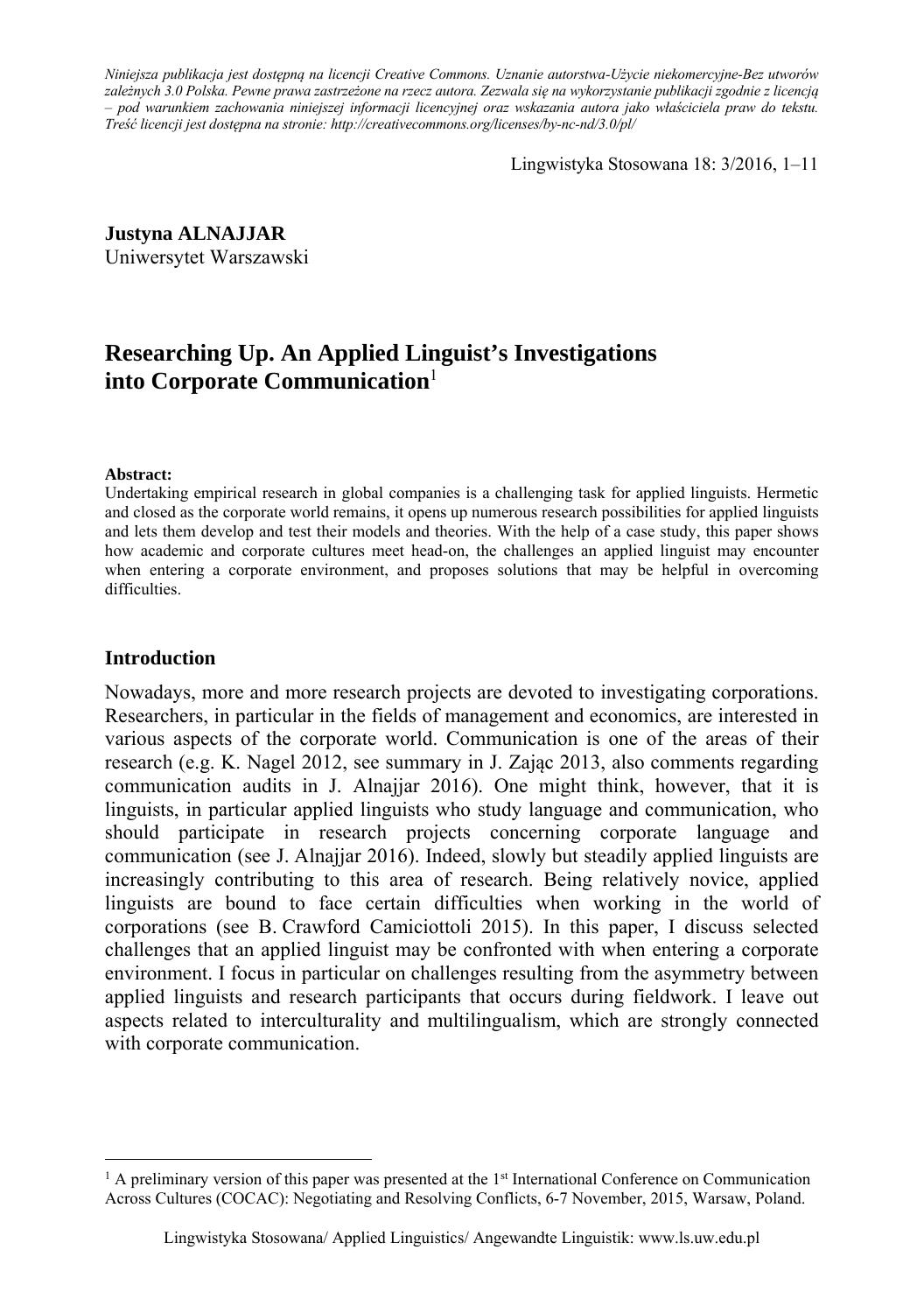*Niniejsza publikacja jest dostępną na licencji Creative Commons. Uznanie autorstwa-Użycie niekomercyjne-Bez utworów zależnych 3.0 Polska. Pewne prawa zastrzeżone na rzecz autora. Zezwala się na wykorzystanie publikacji zgodnie z licencją – pod warunkiem zachowania niniejszej informacji licencyjnej oraz wskazania autora jako właściciela praw do tekstu. Treść licencji jest dostępna na stronie: http://creativecommons.org/licenses/by-nc-nd/3.0/pl/*

**Justyna ALNAJJAR**
Uniwersytet Warszawski

# Researching Up. An Applied Linguist's Investigations into Corporate Communication[1]

**Abstract:**
Undertaking empirical research in global companies is a challenging task for applied linguists. Hermetic and closed as the corporate world remains, it opens up numerous research possibilities for applied linguists and lets them develop and test their models and theories. With the help of a case study, this paper shows how academic and corporate cultures meet head-on, the challenges an applied linguist may encounter when entering a corporate environment, and proposes solutions that may be helpful in overcoming difficulties.

## Introduction

Nowadays, more and more research projects are devoted to investigating corporations. Researchers, in particular in the fields of management and economics, are interested in various aspects of the corporate world. Communication is one of the areas of their research (e.g. K. Nagel 2012, see summary in J. Zając 2013, also comments regarding communication audits in J. Alnajjar 2016). One might think, however, that it is linguists, in particular applied linguists who study language and communication, who should participate in research projects concerning corporate language and communication (see J. Alnajjar 2016). Indeed, slowly but steadily applied linguists are increasingly contributing to this area of research. Being relatively novice, applied linguists are bound to face certain difficulties when working in the world of corporations (see B. Crawford Camiciottoli 2015). In this paper, I discuss selected challenges that an applied linguist may be confronted with when entering a corporate environment. I focus in particular on challenges resulting from the asymmetry between applied linguists and research participants that occurs during fieldwork. I leave out aspects related to interculturality and multilingualism, which are strongly connected with corporate communication.

[1] A preliminary version of this paper was presented at the 1st International Conference on Communication Across Cultures (COCAC): Negotiating and Resolving Conflicts, 6-7 November, 2015, Warsaw, Poland.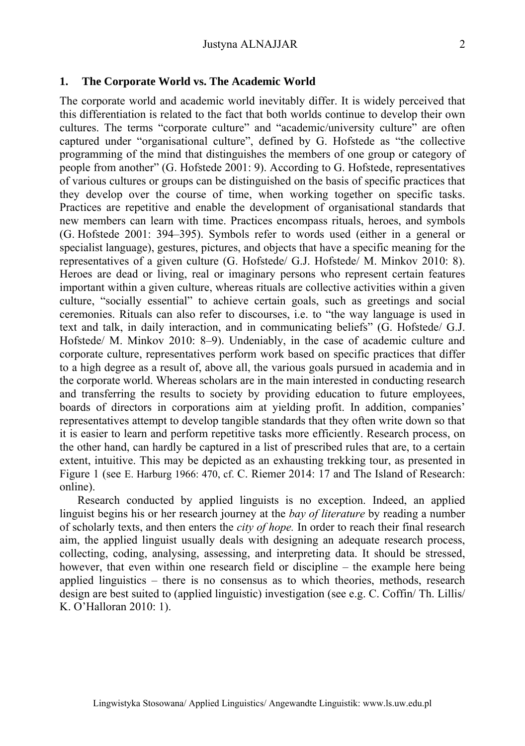## 1. The Corporate World vs. The Academic World

The corporate world and academic world inevitably differ. It is widely perceived that this differentiation is related to the fact that both worlds continue to develop their own cultures. The terms "corporate culture" and "academic/university culture" are often captured under "organisational culture", defined by G. Hofstede as "the collective programming of the mind that distinguishes the members of one group or category of people from another" (G. Hofstede 2001: 9). According to G. Hofstede, representatives of various cultures or groups can be distinguished on the basis of specific practices that they develop over the course of time, when working together on specific tasks. Practices are repetitive and enable the development of organisational standards that new members can learn with time. Practices encompass rituals, heroes, and symbols (G. Hofstede 2001: 394–395). Symbols refer to words used (either in a general or specialist language), gestures, pictures, and objects that have a specific meaning for the representatives of a given culture (G. Hofstede/ G.J. Hofstede/ M. Minkov 2010: 8). Heroes are dead or living, real or imaginary persons who represent certain features important within a given culture, whereas rituals are collective activities within a given culture, "socially essential" to achieve certain goals, such as greetings and social ceremonies. Rituals can also refer to discourses, i.e. to "the way language is used in text and talk, in daily interaction, and in communicating beliefs" (G. Hofstede/ G.J. Hofstede/ M. Minkov 2010: 8–9). Undeniably, in the case of academic culture and corporate culture, representatives perform work based on specific practices that differ to a high degree as a result of, above all, the various goals pursued in academia and in the corporate world. Whereas scholars are in the main interested in conducting research and transferring the results to society by providing education to future employees, boards of directors in corporations aim at yielding profit. In addition, companies' representatives attempt to develop tangible standards that they often write down so that it is easier to learn and perform repetitive tasks more efficiently. Research process, on the other hand, can hardly be captured in a list of prescribed rules that are, to a certain extent, intuitive. This may be depicted as an exhausting trekking tour, as presented in Figure 1 (see E. Harburg 1966: 470, cf. C. Riemer 2014: 17 and The Island of Research: online).

Research conducted by applied linguists is no exception. Indeed, an applied linguist begins his or her research journey at the *bay of literature* by reading a number of scholarly texts, and then enters the *city of hope.* In order to reach their final research aim, the applied linguist usually deals with designing an adequate research process, collecting, coding, analysing, assessing, and interpreting data. It should be stressed, however, that even within one research field or discipline – the example here being applied linguistics – there is no consensus as to which theories, methods, research design are best suited to (applied linguistic) investigation (see e.g. C. Coffin/ Th. Lillis/ K. O'Halloran 2010: 1).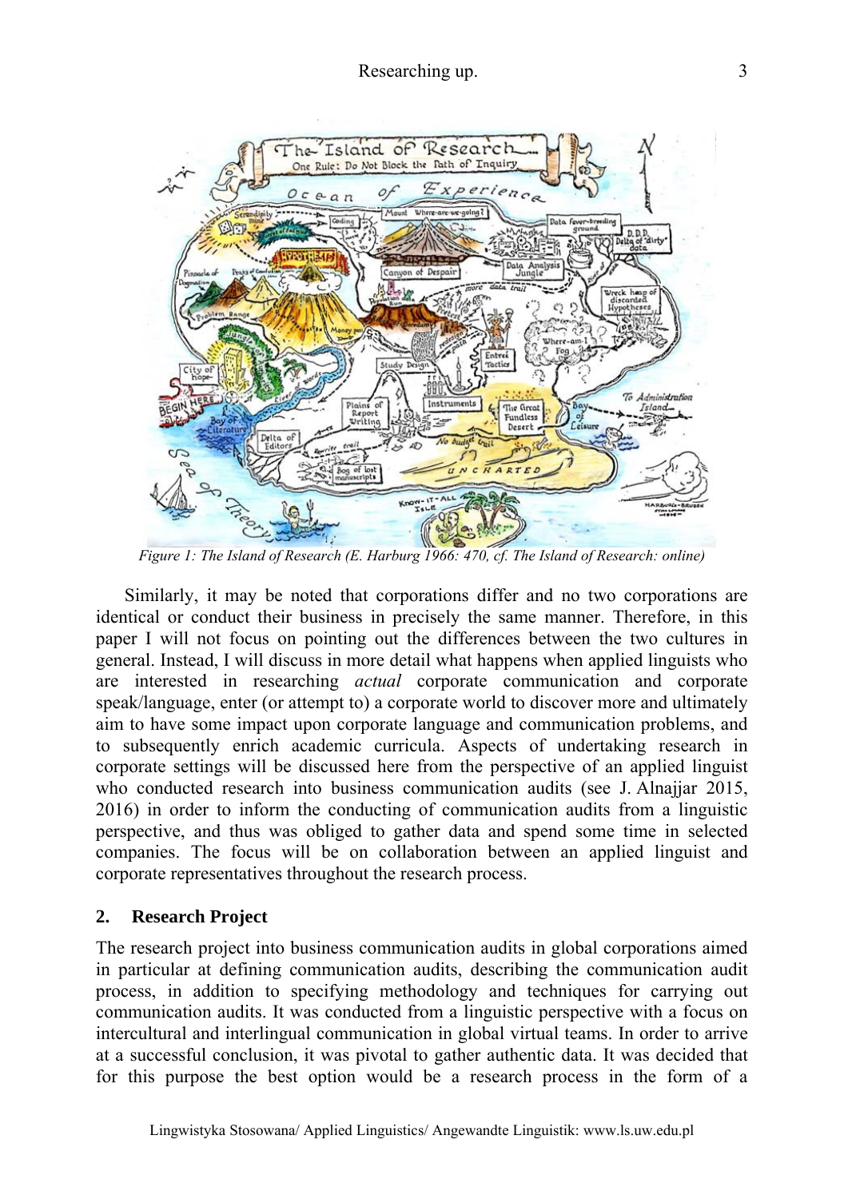*Figure 1: The Island of Research (E. Harburg 1966: 470, cf. The Island of Research: online)*

Similarly, it may be noted that corporations differ and no two corporations are identical or conduct their business in precisely the same manner. Therefore, in this paper I will not focus on pointing out the differences between the two cultures in general. Instead, I will discuss in more detail what happens when applied linguists who are interested in researching *actual* corporate communication and corporate speak/language, enter (or attempt to) a corporate world to discover more and ultimately aim to have some impact upon corporate language and communication problems, and to subsequently enrich academic curricula. Aspects of undertaking research in corporate settings will be discussed here from the perspective of an applied linguist who conducted research into business communication audits (see J. Alnajjar 2015, 2016) in order to inform the conducting of communication audits from a linguistic perspective, and thus was obliged to gather data and spend some time in selected companies. The focus will be on collaboration between an applied linguist and corporate representatives throughout the research process.

## 2. Research Project

The research project into business communication audits in global corporations aimed in particular at defining communication audits, describing the communication audit process, in addition to specifying methodology and techniques for carrying out communication audits. It was conducted from a linguistic perspective with a focus on intercultural and interlingual communication in global virtual teams. In order to arrive at a successful conclusion, it was pivotal to gather authentic data. It was decided that for this purpose the best option would be a research process in the form of a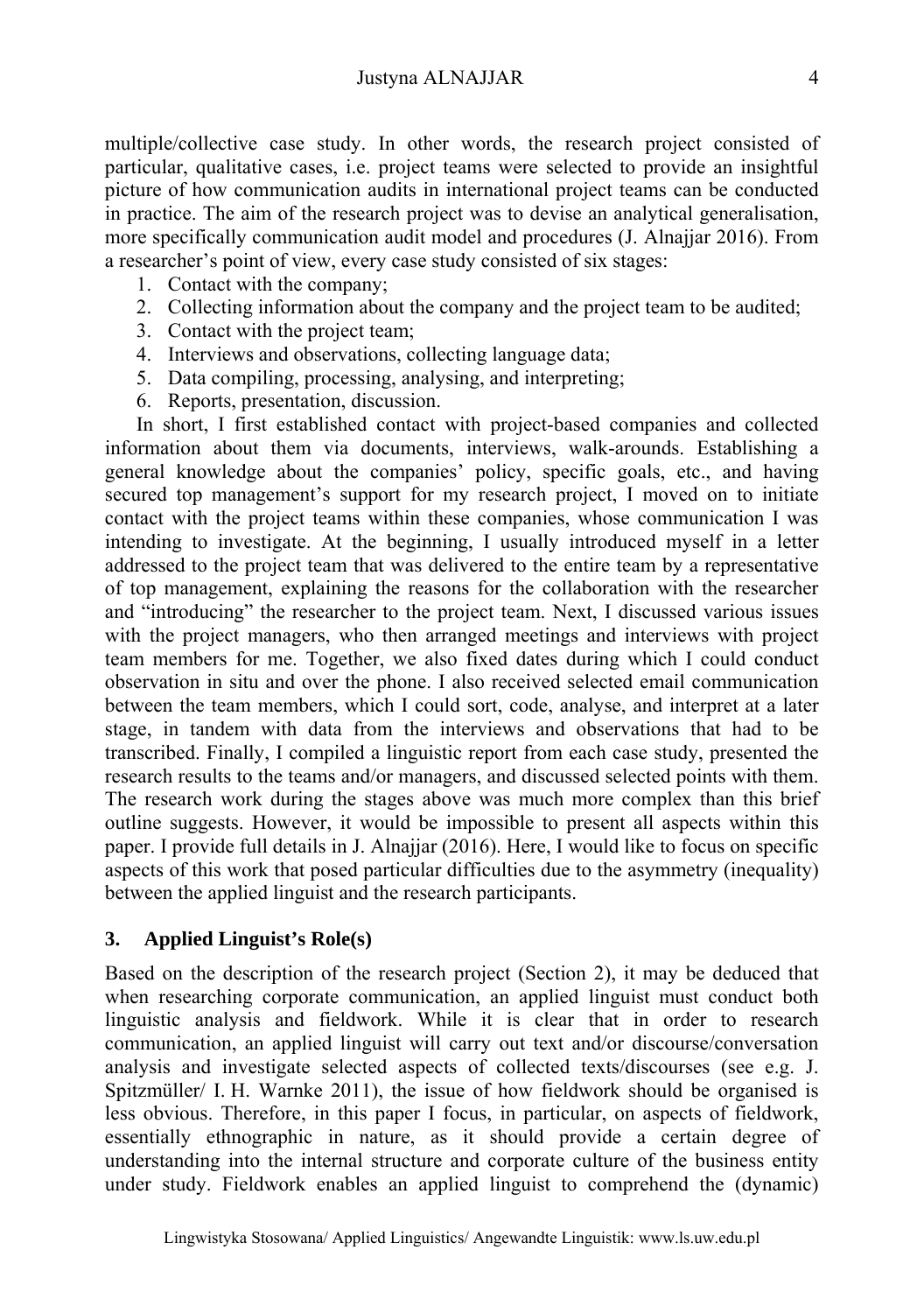multiple/collective case study. In other words, the research project consisted of particular, qualitative cases, i.e. project teams were selected to provide an insightful picture of how communication audits in international project teams can be conducted in practice. The aim of the research project was to devise an analytical generalisation, more specifically communication audit model and procedures (J. Alnajjar 2016). From a researcher's point of view, every case study consisted of six stages:

1. Contact with the company;
2. Collecting information about the company and the project team to be audited;
3. Contact with the project team;
4. Interviews and observations, collecting language data;
5. Data compiling, processing, analysing, and interpreting;
6. Reports, presentation, discussion.

In short, I first established contact with project-based companies and collected information about them via documents, interviews, walk-arounds. Establishing a general knowledge about the companies' policy, specific goals, etc., and having secured top management's support for my research project, I moved on to initiate contact with the project teams within these companies, whose communication I was intending to investigate. At the beginning, I usually introduced myself in a letter addressed to the project team that was delivered to the entire team by a representative of top management, explaining the reasons for the collaboration with the researcher and "introducing" the researcher to the project team. Next, I discussed various issues with the project managers, who then arranged meetings and interviews with project team members for me. Together, we also fixed dates during which I could conduct observation in situ and over the phone. I also received selected email communication between the team members, which I could sort, code, analyse, and interpret at a later stage, in tandem with data from the interviews and observations that had to be transcribed. Finally, I compiled a linguistic report from each case study, presented the research results to the teams and/or managers, and discussed selected points with them. The research work during the stages above was much more complex than this brief outline suggests. However, it would be impossible to present all aspects within this paper. I provide full details in J. Alnajjar (2016). Here, I would like to focus on specific aspects of this work that posed particular difficulties due to the asymmetry (inequality) between the applied linguist and the research participants.

## 3. Applied Linguist's Role(s)

Based on the description of the research project (Section 2), it may be deduced that when researching corporate communication, an applied linguist must conduct both linguistic analysis and fieldwork. While it is clear that in order to research communication, an applied linguist will carry out text and/or discourse/conversation analysis and investigate selected aspects of collected texts/discourses (see e.g. J. Spitzmüller/ I. H. Warnke 2011), the issue of how fieldwork should be organised is less obvious. Therefore, in this paper I focus, in particular, on aspects of fieldwork, essentially ethnographic in nature, as it should provide a certain degree of understanding into the internal structure and corporate culture of the business entity under study. Fieldwork enables an applied linguist to comprehend the (dynamic)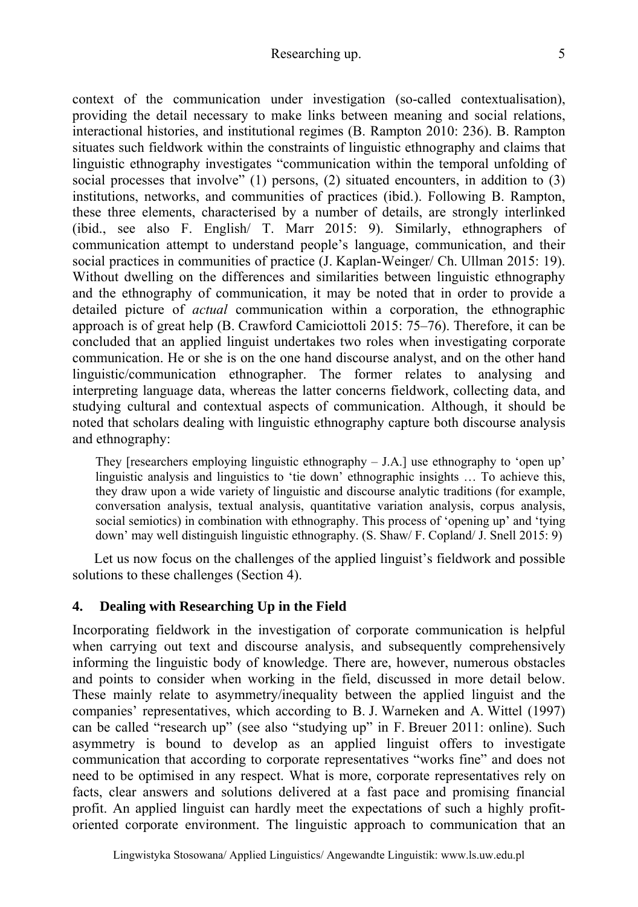context of the communication under investigation (so-called contextualisation), providing the detail necessary to make links between meaning and social relations, interactional histories, and institutional regimes (B. Rampton 2010: 236). B. Rampton situates such fieldwork within the constraints of linguistic ethnography and claims that linguistic ethnography investigates "communication within the temporal unfolding of social processes that involve" (1) persons, (2) situated encounters, in addition to (3) institutions, networks, and communities of practices (ibid.). Following B. Rampton, these three elements, characterised by a number of details, are strongly interlinked (ibid., see also F. English/ T. Marr 2015: 9). Similarly, ethnographers of communication attempt to understand people's language, communication, and their social practices in communities of practice (J. Kaplan-Weinger/ Ch. Ullman 2015: 19). Without dwelling on the differences and similarities between linguistic ethnography and the ethnography of communication, it may be noted that in order to provide a detailed picture of *actual* communication within a corporation, the ethnographic approach is of great help (B. Crawford Camiciottoli 2015: 75–76). Therefore, it can be concluded that an applied linguist undertakes two roles when investigating corporate communication. He or she is on the one hand discourse analyst, and on the other hand linguistic/communication ethnographer. The former relates to analysing and interpreting language data, whereas the latter concerns fieldwork, collecting data, and studying cultural and contextual aspects of communication. Although, it should be noted that scholars dealing with linguistic ethnography capture both discourse analysis and ethnography:

> They [researchers employing linguistic ethnography – J.A.] use ethnography to 'open up' linguistic analysis and linguistics to 'tie down' ethnographic insights … To achieve this, they draw upon a wide variety of linguistic and discourse analytic traditions (for example, conversation analysis, textual analysis, quantitative variation analysis, corpus analysis, social semiotics) in combination with ethnography. This process of 'opening up' and 'tying down' may well distinguish linguistic ethnography. (S. Shaw/ F. Copland/ J. Snell 2015: 9)

Let us now focus on the challenges of the applied linguist's fieldwork and possible solutions to these challenges (Section 4).

## 4. Dealing with Researching Up in the Field

Incorporating fieldwork in the investigation of corporate communication is helpful when carrying out text and discourse analysis, and subsequently comprehensively informing the linguistic body of knowledge. There are, however, numerous obstacles and points to consider when working in the field, discussed in more detail below. These mainly relate to asymmetry/inequality between the applied linguist and the companies' representatives, which according to B. J. Warneken and A. Wittel (1997) can be called "research up" (see also "studying up" in F. Breuer 2011: online). Such asymmetry is bound to develop as an applied linguist offers to investigate communication that according to corporate representatives "works fine" and does not need to be optimised in any respect. What is more, corporate representatives rely on facts, clear answers and solutions delivered at a fast pace and promising financial profit. An applied linguist can hardly meet the expectations of such a highly profit-oriented corporate environment. The linguistic approach to communication that an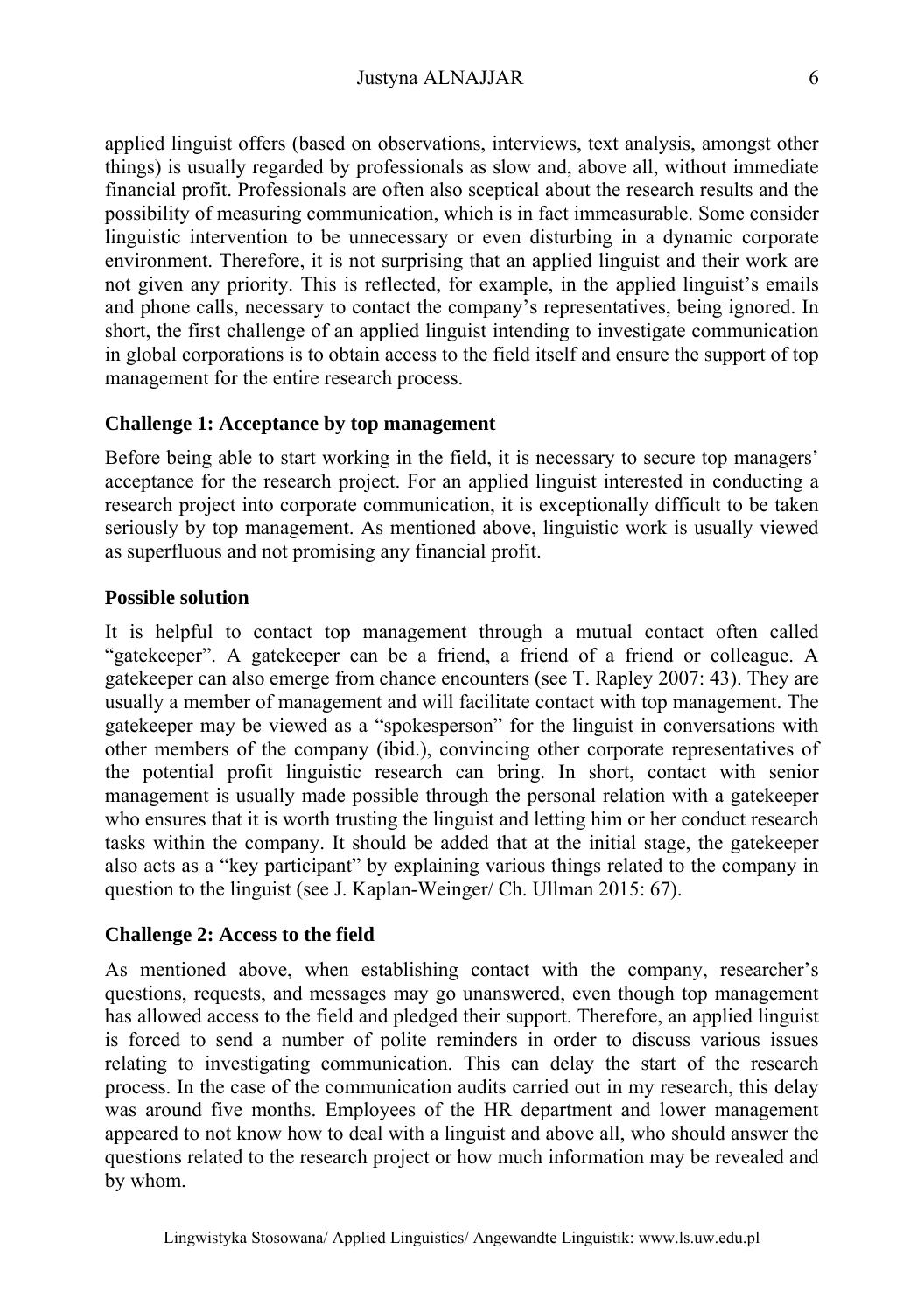applied linguist offers (based on observations, interviews, text analysis, amongst other things) is usually regarded by professionals as slow and, above all, without immediate financial profit. Professionals are often also sceptical about the research results and the possibility of measuring communication, which is in fact immeasurable. Some consider linguistic intervention to be unnecessary or even disturbing in a dynamic corporate environment. Therefore, it is not surprising that an applied linguist and their work are not given any priority. This is reflected, for example, in the applied linguist's emails and phone calls, necessary to contact the company's representatives, being ignored. In short, the first challenge of an applied linguist intending to investigate communication in global corporations is to obtain access to the field itself and ensure the support of top management for the entire research process.

**Challenge 1: Acceptance by top management**

Before being able to start working in the field, it is necessary to secure top managers' acceptance for the research project. For an applied linguist interested in conducting a research project into corporate communication, it is exceptionally difficult to be taken seriously by top management. As mentioned above, linguistic work is usually viewed as superfluous and not promising any financial profit.

**Possible solution**

It is helpful to contact top management through a mutual contact often called "gatekeeper". A gatekeeper can be a friend, a friend of a friend or colleague. A gatekeeper can also emerge from chance encounters (see T. Rapley 2007: 43). They are usually a member of management and will facilitate contact with top management. The gatekeeper may be viewed as a "spokesperson" for the linguist in conversations with other members of the company (ibid.), convincing other corporate representatives of the potential profit linguistic research can bring. In short, contact with senior management is usually made possible through the personal relation with a gatekeeper who ensures that it is worth trusting the linguist and letting him or her conduct research tasks within the company. It should be added that at the initial stage, the gatekeeper also acts as a "key participant" by explaining various things related to the company in question to the linguist (see J. Kaplan-Weinger/ Ch. Ullman 2015: 67).

**Challenge 2: Access to the field**

As mentioned above, when establishing contact with the company, researcher's questions, requests, and messages may go unanswered, even though top management has allowed access to the field and pledged their support. Therefore, an applied linguist is forced to send a number of polite reminders in order to discuss various issues relating to investigating communication. This can delay the start of the research process. In the case of the communication audits carried out in my research, this delay was around five months. Employees of the HR department and lower management appeared to not know how to deal with a linguist and above all, who should answer the questions related to the research project or how much information may be revealed and by whom.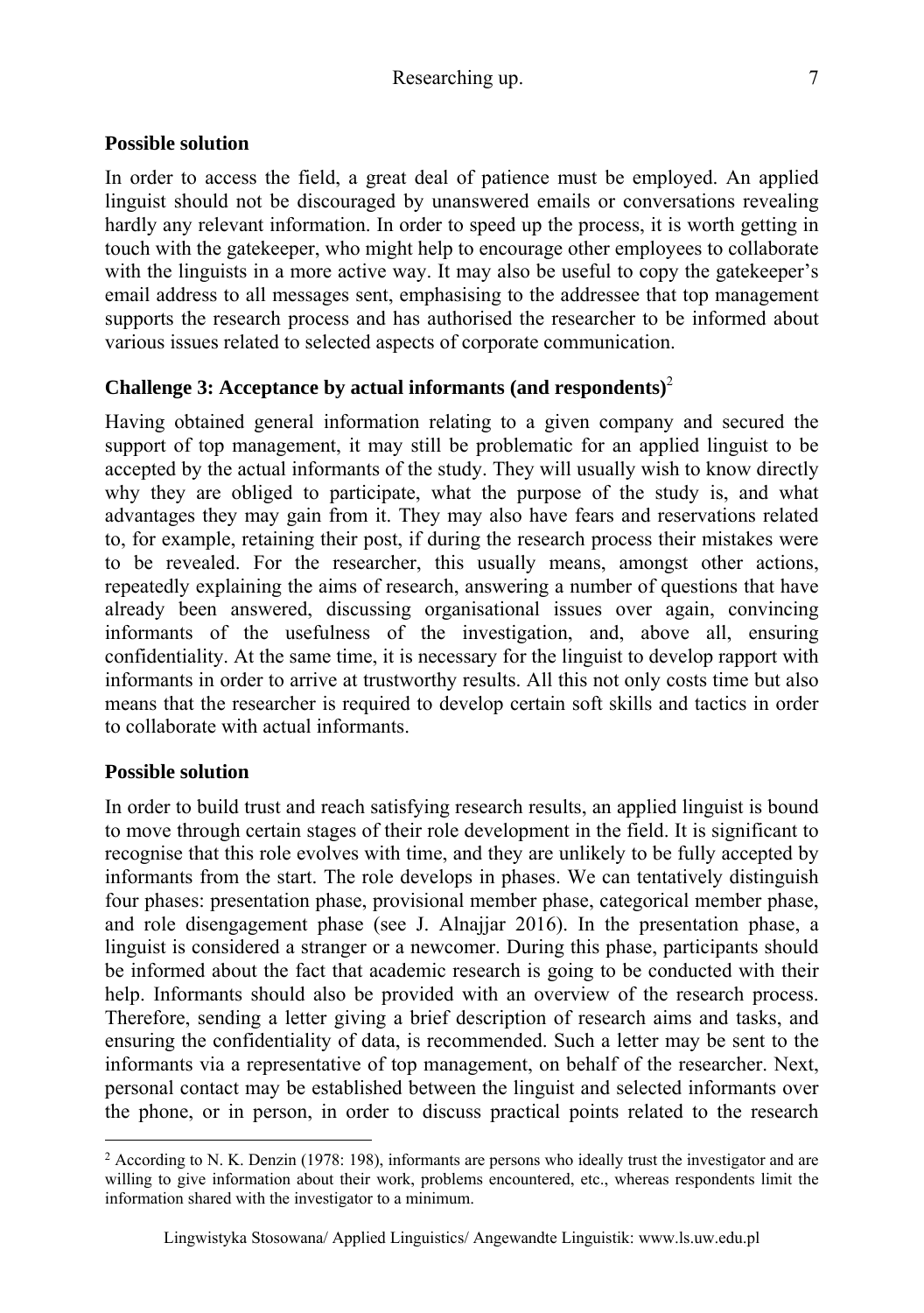**Possible solution**

In order to access the field, a great deal of patience must be employed. An applied linguist should not be discouraged by unanswered emails or conversations revealing hardly any relevant information. In order to speed up the process, it is worth getting in touch with the gatekeeper, who might help to encourage other employees to collaborate with the linguists in a more active way. It may also be useful to copy the gatekeeper's email address to all messages sent, emphasising to the addressee that top management supports the research process and has authorised the researcher to be informed about various issues related to selected aspects of corporate communication.

**Challenge 3: Acceptance by actual informants (and respondents)**[2]

Having obtained general information relating to a given company and secured the support of top management, it may still be problematic for an applied linguist to be accepted by the actual informants of the study. They will usually wish to know directly why they are obliged to participate, what the purpose of the study is, and what advantages they may gain from it. They may also have fears and reservations related to, for example, retaining their post, if during the research process their mistakes were to be revealed. For the researcher, this usually means, amongst other actions, repeatedly explaining the aims of research, answering a number of questions that have already been answered, discussing organisational issues over again, convincing informants of the usefulness of the investigation, and, above all, ensuring confidentiality. At the same time, it is necessary for the linguist to develop rapport with informants in order to arrive at trustworthy results. All this not only costs time but also means that the researcher is required to develop certain soft skills and tactics in order to collaborate with actual informants.

**Possible solution**

In order to build trust and reach satisfying research results, an applied linguist is bound to move through certain stages of their role development in the field. It is significant to recognise that this role evolves with time, and they are unlikely to be fully accepted by informants from the start. The role develops in phases. We can tentatively distinguish four phases: presentation phase, provisional member phase, categorical member phase, and role disengagement phase (see J. Alnajjar 2016). In the presentation phase, a linguist is considered a stranger or a newcomer. During this phase, participants should be informed about the fact that academic research is going to be conducted with their help. Informants should also be provided with an overview of the research process. Therefore, sending a letter giving a brief description of research aims and tasks, and ensuring the confidentiality of data, is recommended. Such a letter may be sent to the informants via a representative of top management, on behalf of the researcher. Next, personal contact may be established between the linguist and selected informants over the phone, or in person, in order to discuss practical points related to the research

---

[2] According to N. K. Denzin (1978: 198), informants are persons who ideally trust the investigator and are willing to give information about their work, problems encountered, etc., whereas respondents limit the information shared with the investigator to a minimum.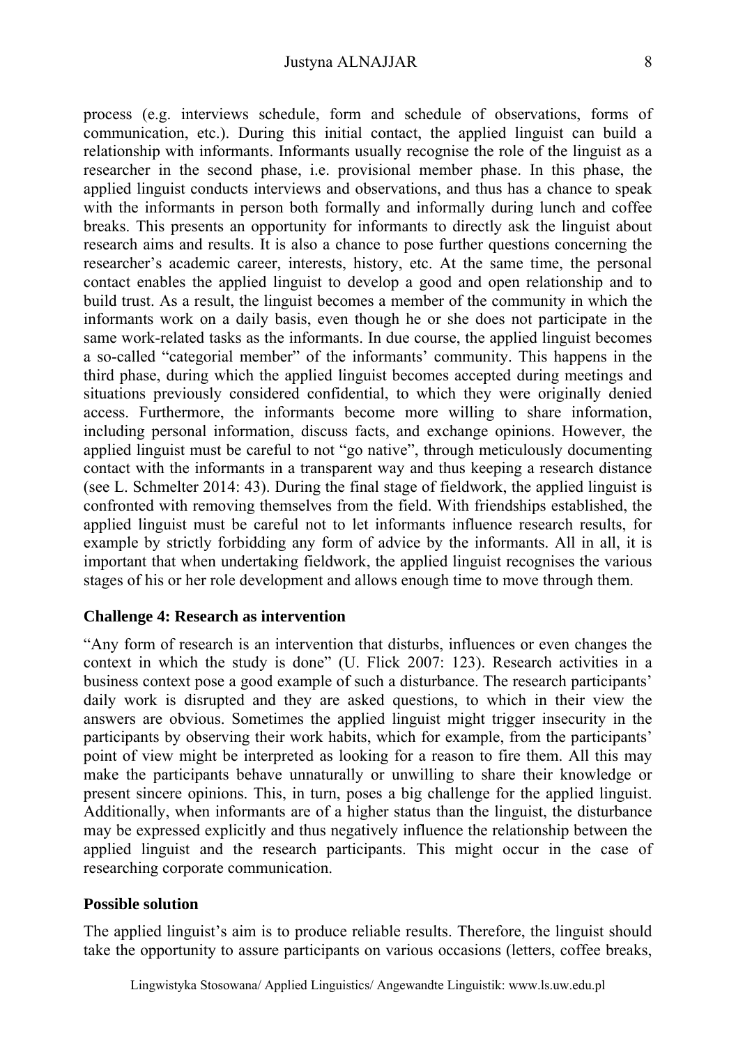process (e.g. interviews schedule, form and schedule of observations, forms of communication, etc.). During this initial contact, the applied linguist can build a relationship with informants. Informants usually recognise the role of the linguist as a researcher in the second phase, i.e. provisional member phase. In this phase, the applied linguist conducts interviews and observations, and thus has a chance to speak with the informants in person both formally and informally during lunch and coffee breaks. This presents an opportunity for informants to directly ask the linguist about research aims and results. It is also a chance to pose further questions concerning the researcher's academic career, interests, history, etc. At the same time, the personal contact enables the applied linguist to develop a good and open relationship and to build trust. As a result, the linguist becomes a member of the community in which the informants work on a daily basis, even though he or she does not participate in the same work-related tasks as the informants. In due course, the applied linguist becomes a so-called "categorial member" of the informants' community. This happens in the third phase, during which the applied linguist becomes accepted during meetings and situations previously considered confidential, to which they were originally denied access. Furthermore, the informants become more willing to share information, including personal information, discuss facts, and exchange opinions. However, the applied linguist must be careful to not "go native", through meticulously documenting contact with the informants in a transparent way and thus keeping a research distance (see L. Schmelter 2014: 43). During the final stage of fieldwork, the applied linguist is confronted with removing themselves from the field. With friendships established, the applied linguist must be careful not to let informants influence research results, for example by strictly forbidding any form of advice by the informants. All in all, it is important that when undertaking fieldwork, the applied linguist recognises the various stages of his or her role development and allows enough time to move through them.

**Challenge 4: Research as intervention**

"Any form of research is an intervention that disturbs, influences or even changes the context in which the study is done" (U. Flick 2007: 123). Research activities in a business context pose a good example of such a disturbance. The research participants' daily work is disrupted and they are asked questions, to which in their view the answers are obvious. Sometimes the applied linguist might trigger insecurity in the participants by observing their work habits, which for example, from the participants' point of view might be interpreted as looking for a reason to fire them. All this may make the participants behave unnaturally or unwilling to share their knowledge or present sincere opinions. This, in turn, poses a big challenge for the applied linguist. Additionally, when informants are of a higher status than the linguist, the disturbance may be expressed explicitly and thus negatively influence the relationship between the applied linguist and the research participants. This might occur in the case of researching corporate communication.

**Possible solution**

The applied linguist's aim is to produce reliable results. Therefore, the linguist should take the opportunity to assure participants on various occasions (letters, coffee breaks,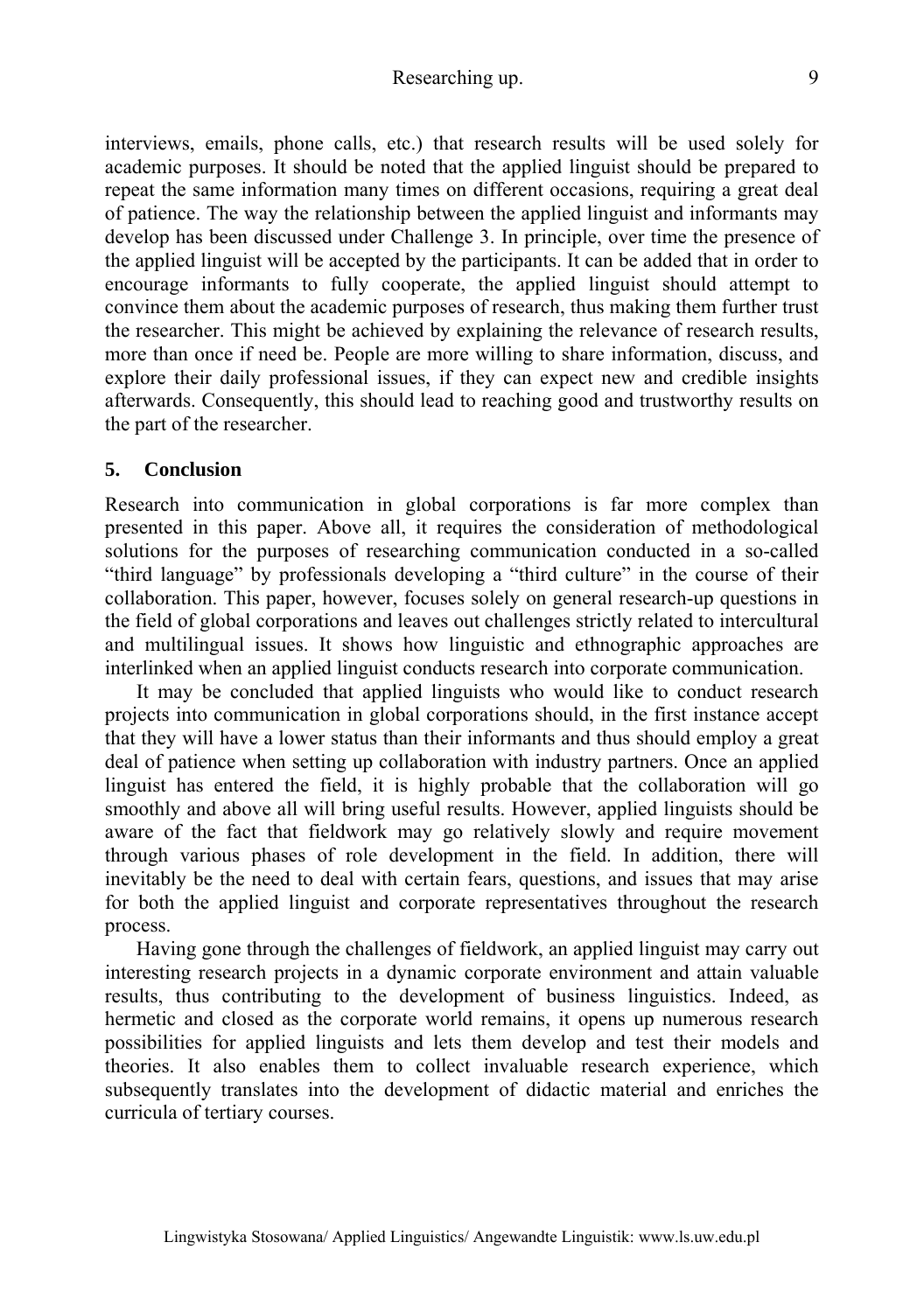interviews, emails, phone calls, etc.) that research results will be used solely for academic purposes. It should be noted that the applied linguist should be prepared to repeat the same information many times on different occasions, requiring a great deal of patience. The way the relationship between the applied linguist and informants may develop has been discussed under Challenge 3. In principle, over time the presence of the applied linguist will be accepted by the participants. It can be added that in order to encourage informants to fully cooperate, the applied linguist should attempt to convince them about the academic purposes of research, thus making them further trust the researcher. This might be achieved by explaining the relevance of research results, more than once if need be. People are more willing to share information, discuss, and explore their daily professional issues, if they can expect new and credible insights afterwards. Consequently, this should lead to reaching good and trustworthy results on the part of the researcher.

## 5. Conclusion

Research into communication in global corporations is far more complex than presented in this paper. Above all, it requires the consideration of methodological solutions for the purposes of researching communication conducted in a so-called "third language" by professionals developing a "third culture" in the course of their collaboration. This paper, however, focuses solely on general research-up questions in the field of global corporations and leaves out challenges strictly related to intercultural and multilingual issues. It shows how linguistic and ethnographic approaches are interlinked when an applied linguist conducts research into corporate communication.

It may be concluded that applied linguists who would like to conduct research projects into communication in global corporations should, in the first instance accept that they will have a lower status than their informants and thus should employ a great deal of patience when setting up collaboration with industry partners. Once an applied linguist has entered the field, it is highly probable that the collaboration will go smoothly and above all will bring useful results. However, applied linguists should be aware of the fact that fieldwork may go relatively slowly and require movement through various phases of role development in the field. In addition, there will inevitably be the need to deal with certain fears, questions, and issues that may arise for both the applied linguist and corporate representatives throughout the research process.

Having gone through the challenges of fieldwork, an applied linguist may carry out interesting research projects in a dynamic corporate environment and attain valuable results, thus contributing to the development of business linguistics. Indeed, as hermetic and closed as the corporate world remains, it opens up numerous research possibilities for applied linguists and lets them develop and test their models and theories. It also enables them to collect invaluable research experience, which subsequently translates into the development of didactic material and enriches the curricula of tertiary courses.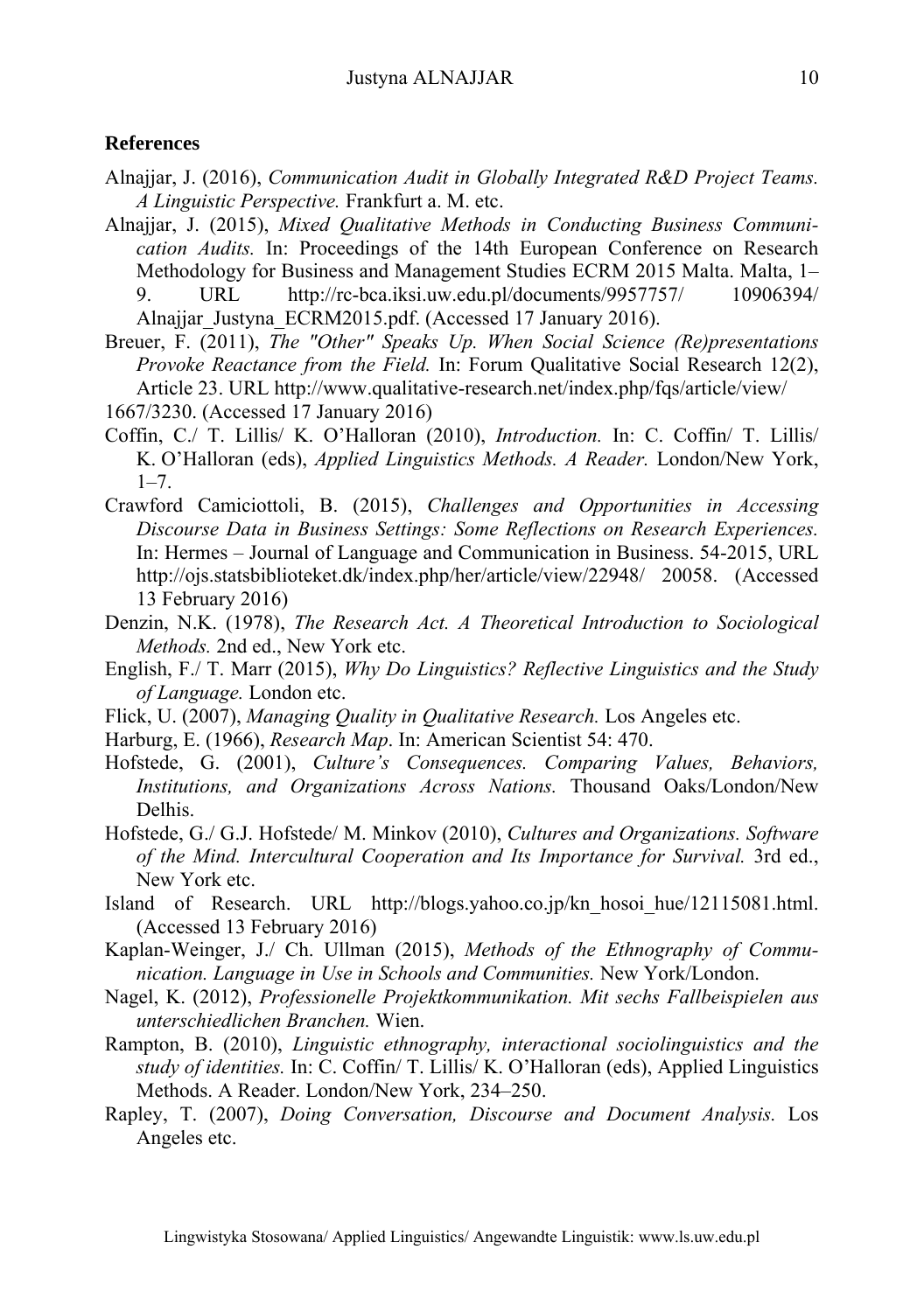**References**

Alnajjar, J. (2016), *Communication Audit in Globally Integrated R&D Project Teams. A Linguistic Perspective.* Frankfurt a. M. etc.

Alnajjar, J. (2015), *Mixed Qualitative Methods in Conducting Business Communication Audits.* In: Proceedings of the 14th European Conference on Research Methodology for Business and Management Studies ECRM 2015 Malta. Malta, 1–9. URL http://rc-bca.iksi.uw.edu.pl/documents/9957757/ 10906394/ Alnajjar_Justyna_ECRM2015.pdf. (Accessed 17 January 2016).

Breuer, F. (2011), *The "Other" Speaks Up. When Social Science (Re)presentations Provoke Reactance from the Field.* In: Forum Qualitative Social Research 12(2), Article 23. URL http://www.qualitative-research.net/index.php/fqs/article/view/ 1667/3230. (Accessed 17 January 2016)

Coffin, C./ T. Lillis/ K. O'Halloran (2010), *Introduction.* In: C. Coffin/ T. Lillis/ K. O'Halloran (eds), *Applied Linguistics Methods. A Reader.* London/New York, 1–7.

Crawford Camiciottoli, B. (2015), *Challenges and Opportunities in Accessing Discourse Data in Business Settings: Some Reflections on Research Experiences.* In: Hermes – Journal of Language and Communication in Business. 54-2015, URL http://ojs.statsbiblioteket.dk/index.php/her/article/view/22948/ 20058. (Accessed 13 February 2016)

Denzin, N.K. (1978), *The Research Act. A Theoretical Introduction to Sociological Methods.* 2nd ed., New York etc.

English, F./ T. Marr (2015), *Why Do Linguistics? Reflective Linguistics and the Study of Language.* London etc.

Flick, U. (2007), *Managing Quality in Qualitative Research.* Los Angeles etc.

Harburg, E. (1966), *Research Map*. In: American Scientist 54: 470.

Hofstede, G. (2001), *Culture's Consequences. Comparing Values, Behaviors, Institutions, and Organizations Across Nations.* Thousand Oaks/London/New Delhis.

Hofstede, G./ G.J. Hofstede/ M. Minkov (2010), *Cultures and Organizations. Software of the Mind. Intercultural Cooperation and Its Importance for Survival.* 3rd ed., New York etc.

Island of Research. URL http://blogs.yahoo.co.jp/kn_hosoi_hue/12115081.html. (Accessed 13 February 2016)

Kaplan-Weinger, J./ Ch. Ullman (2015), *Methods of the Ethnography of Communication. Language in Use in Schools and Communities.* New York/London.

Nagel, K. (2012), *Professionelle Projektkommunikation. Mit sechs Fallbeispielen aus unterschiedlichen Branchen.* Wien.

Rampton, B. (2010), *Linguistic ethnography, interactional sociolinguistics and the study of identities.* In: C. Coffin/ T. Lillis/ K. O'Halloran (eds), Applied Linguistics Methods. A Reader. London/New York, 234–250.

Rapley, T. (2007), *Doing Conversation, Discourse and Document Analysis.* Los Angeles etc.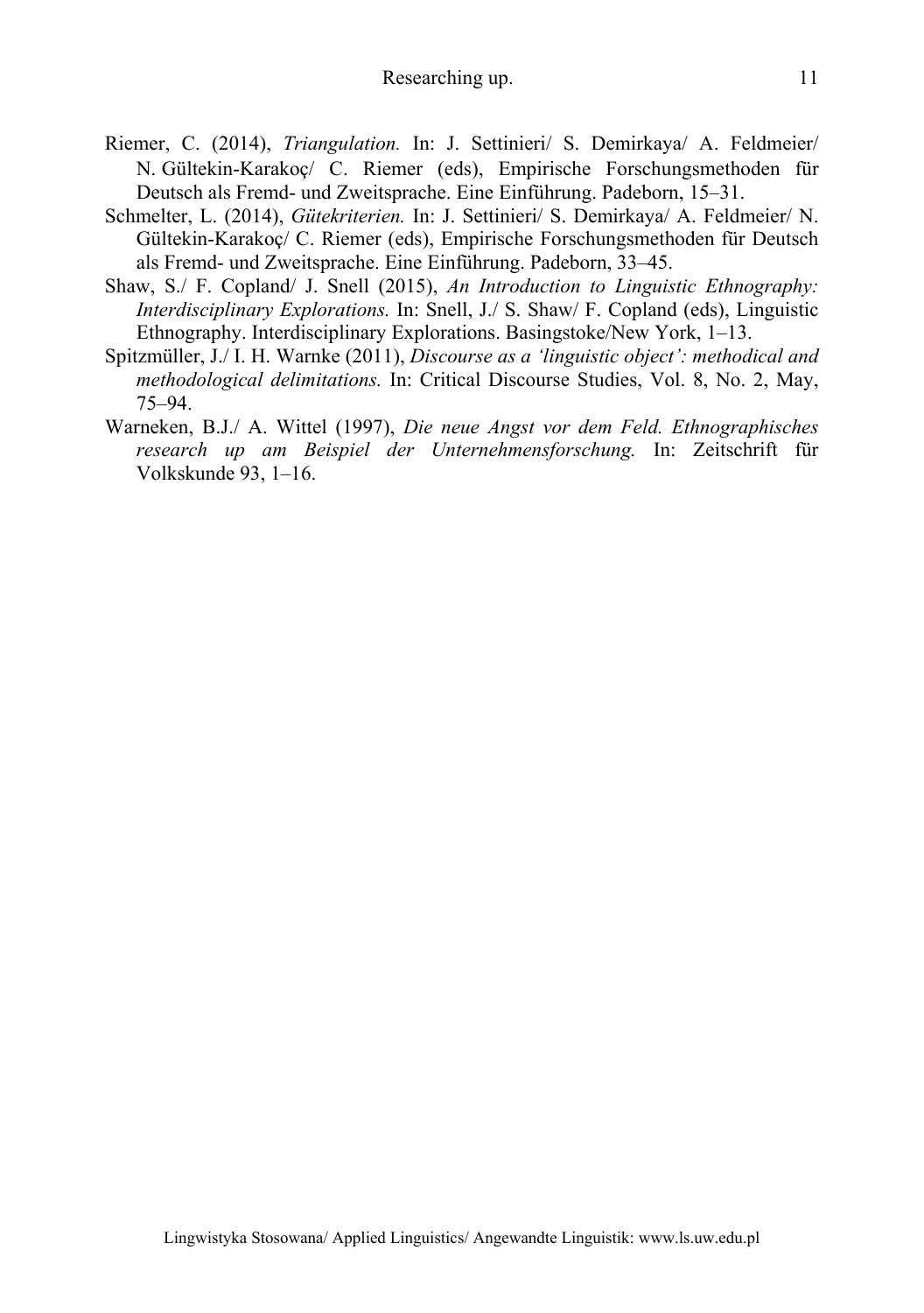Riemer, C. (2014), *Triangulation.* In: J. Settinieri/ S. Demirkaya/ A. Feldmeier/ N. Gültekin-Karakoç/ C. Riemer (eds), Empirische Forschungsmethoden für Deutsch als Fremd- und Zweitsprache. Eine Einführung. Padeborn, 15–31.

Schmelter, L. (2014), *Gütekriterien.* In: J. Settinieri/ S. Demirkaya/ A. Feldmeier/ N. Gültekin-Karakoç/ C. Riemer (eds), Empirische Forschungsmethoden für Deutsch als Fremd- und Zweitsprache. Eine Einführung. Padeborn, 33–45.

Shaw, S./ F. Copland/ J. Snell (2015), *An Introduction to Linguistic Ethnography: Interdisciplinary Explorations.* In: Snell, J./ S. Shaw/ F. Copland (eds), Linguistic Ethnography. Interdisciplinary Explorations. Basingstoke/New York, 1–13.

Spitzmüller, J./ I. H. Warnke (2011), *Discourse as a 'linguistic object': methodical and methodological delimitations.* In: Critical Discourse Studies, Vol. 8, No. 2, May, 75–94.

Warneken, B.J./ A. Wittel (1997), *Die neue Angst vor dem Feld. Ethnographisches research up am Beispiel der Unternehmensforschung.* In: Zeitschrift für Volkskunde 93, 1–16.